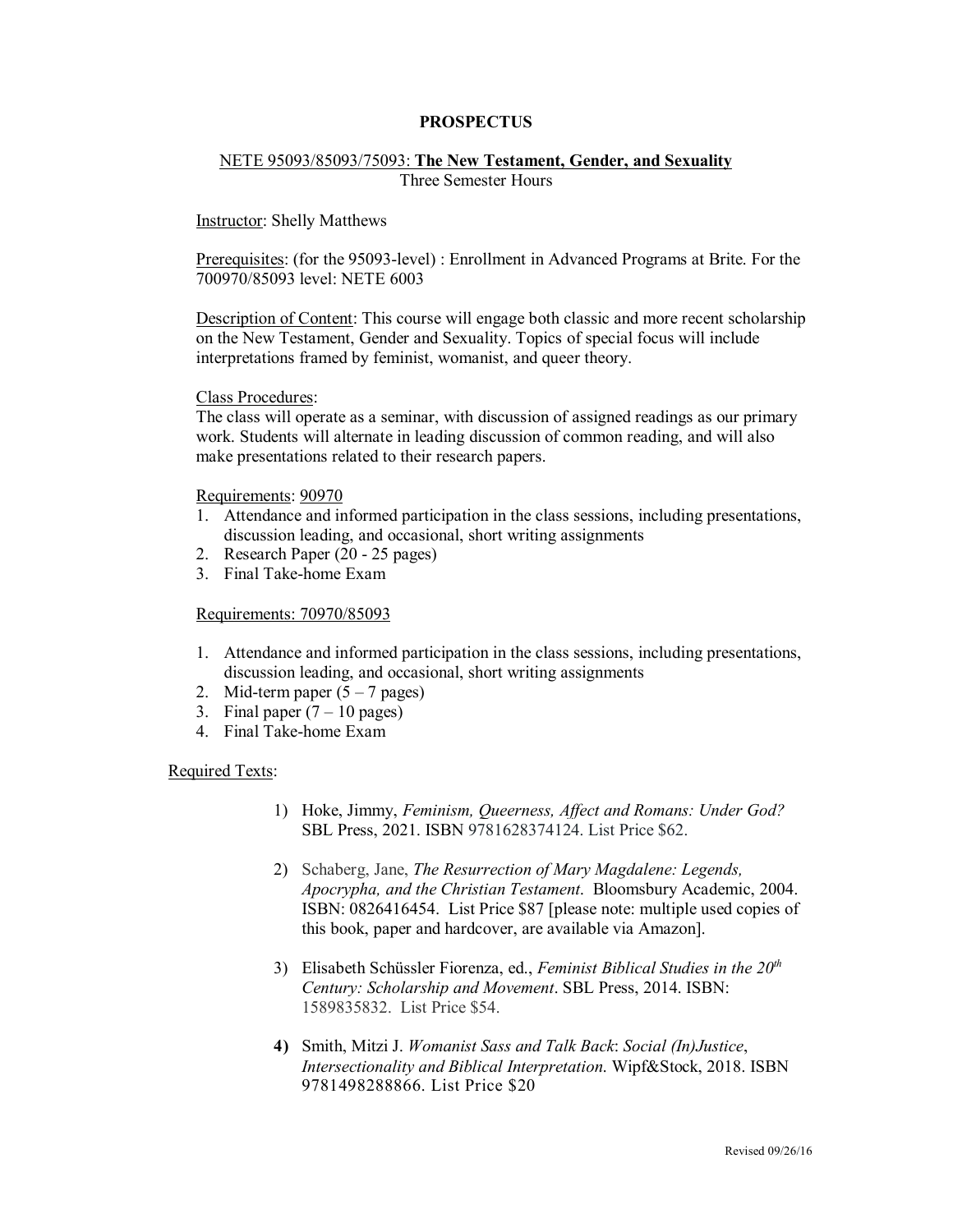# PROSPECTUS

## NETE 95093/85093/75093: **The New Testament, Gender, and Sexuality**

Three Semester Hours

Instructor: Shelly Matthews

Prerequisites: (for the 95093-level) : Enrollment in Advanced Programs at Brite. For the 700970/85093 level: NETE 6003

Description of Content: This course will engage both classic and more recent scholarship on the New Testament, Gender and Sexuality. Topics of special focus will include interpretations framed by feminist, womanist, and queer theory.

Class Procedures:
The class will operate as a seminar, with discussion of assigned readings as our primary work. Students will alternate in leading discussion of common reading, and will also make presentations related to their research papers.

Requirements: 90970

1. Attendance and informed participation in the class sessions, including presentations, discussion leading, and occasional, short writing assignments
2. Research Paper (20 - 25 pages)
3. Final Take-home Exam

Requirements: 70970/85093

1. Attendance and informed participation in the class sessions, including presentations, discussion leading, and occasional, short writing assignments
2. Mid-term paper (5 – 7 pages)
3. Final paper (7 – 10 pages)
4. Final Take-home Exam

Required Texts:

1) Hoke, Jimmy, *Feminism, Queerness, Affect and Romans: Under God?* SBL Press, 2021. ISBN 9781628374124. List Price $62.

2) Schaberg, Jane, *The Resurrection of Mary Magdalene: Legends, Apocrypha, and the Christian Testament*. Bloomsbury Academic, 2004. ISBN: 0826416454. List Price $87 [please note: multiple used copies of this book, paper and hardcover, are available via Amazon].

3) Elisabeth Schüssler Fiorenza, ed., *Feminist Biblical Studies in the 20th Century: Scholarship and Movement*. SBL Press, 2014. ISBN: 1589835832. List Price $54.

4) Smith, Mitzi J. *Womanist Sass and Talk Back*: *Social (In)Justice*, *Intersectionality and Biblical Interpretation*. Wipf&Stock, 2018. ISBN 9781498288866. List Price $20

Revised 09/26/16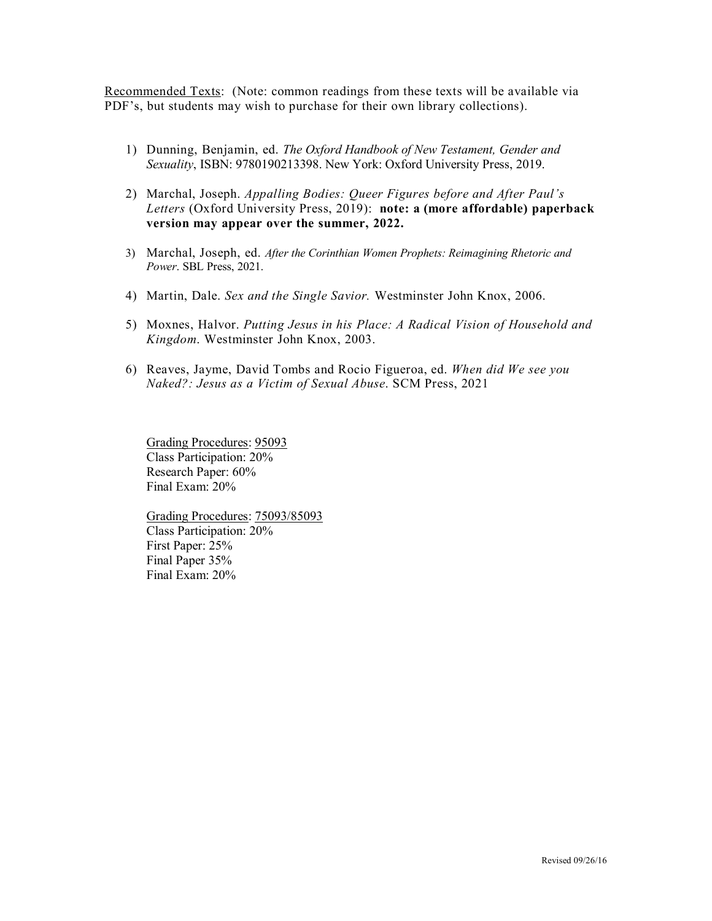<u>Recommended Texts</u>: (Note: common readings from these texts will be available via PDF's, but students may wish to purchase for their own library collections).

1) Dunning, Benjamin, ed. *The Oxford Handbook of New Testament, Gender and Sexuality*, ISBN: 9780190213398. New York: Oxford University Press, 2019.

2) Marchal, Joseph. *Appalling Bodies: Queer Figures before and After Paul's Letters* (Oxford University Press, 2019): **note: a (more affordable) paperback version may appear over the summer, 2022.**

3) Marchal, Joseph, ed. *After the Corinthian Women Prophets: Reimagining Rhetoric and Power*. SBL Press, 2021.

4) Martin, Dale. *Sex and the Single Savior.* Westminster John Knox, 2006.

5) Moxnes, Halvor. *Putting Jesus in his Place: A Radical Vision of Household and Kingdom*. Westminster John Knox, 2003.

6) Reaves, Jayme, David Tombs and Rocio Figueroa, ed. *When did We see you Naked?: Jesus as a Victim of Sexual Abuse*. SCM Press, 2021

<u>Grading Procedures</u>: <u>95093</u>
Class Participation: 20%
Research Paper: 60%
Final Exam: 20%

<u>Grading Procedures</u>: <u>75093/85093</u>
Class Participation: 20%
First Paper: 25%
Final Paper 35%
Final Exam: 20%

Revised 09/26/16